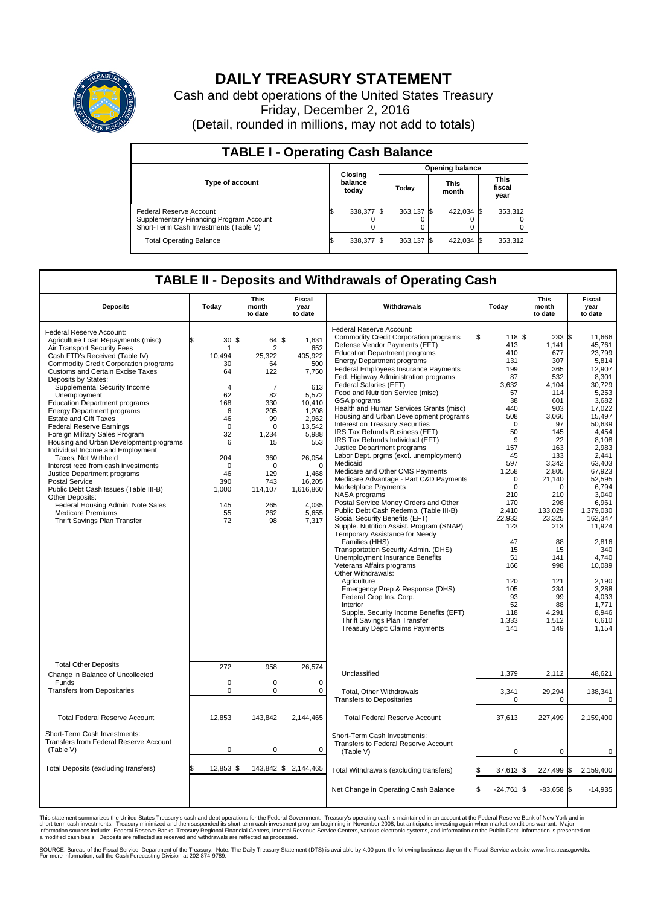# DAILY TREASURY STATEMENT

Cash and debt operations of the United States Treasury
Friday, December 2, 2016
(Detail, rounded in millions, may not add to totals)

## TABLE I - Operating Cash Balance

| Type of account | Closing balance today | Opening balance Today | Opening balance This month | Opening balance This fiscal year |
|---|---|---|---|---|
| Federal Reserve Account | $ 338,377 | $ 363,137 | $ 422,034 | $ 353,312 |
| Supplementary Financing Program Account | 0 | 0 | 0 | 0 |
| Short-Term Cash Investments (Table V) | 0 | 0 | 0 | 0 |
| Total Operating Balance | $ 338,377 | $ 363,137 | $ 422,034 | $ 353,312 |

## TABLE II - Deposits and Withdrawals of Operating Cash

| Deposits | Today | This month to date | Fiscal year to date |
|---|---|---|---|
| Federal Reserve Account: | | | |
| Agriculture Loan Repayments (misc) | $ 30 | $ 64 | $ 1,631 |
| Air Transport Security Fees | 1 | 2 | 652 |
| Cash FTD's Received (Table IV) | 10,494 | 25,322 | 405,922 |
| Commodity Credit Corporation programs | 30 | 64 | 500 |
| Customs and Certain Excise Taxes | 64 | 122 | 7,750 |
| Deposits by States: | | | |
| Supplemental Security Income | 4 | 7 | 613 |
| Unemployment | 62 | 82 | 5,572 |
| Education Department programs | 168 | 330 | 10,410 |
| Energy Department programs | 6 | 205 | 1,208 |
| Estate and Gift Taxes | 46 | 99 | 2,962 |
| Federal Reserve Earnings | 0 | 0 | 13,542 |
| Foreign Military Sales Program | 32 | 1,234 | 5,988 |
| Housing and Urban Development programs | 6 | 15 | 553 |
| Individual Income and Employment Taxes, Not Withheld | 204 | 360 | 26,054 |
| Interest recd from cash investments | 0 | 0 | 0 |
| Justice Department programs | 46 | 129 | 1,468 |
| Postal Service | 390 | 743 | 16,205 |
| Public Debt Cash Issues (Table III-B) | 1,000 | 114,107 | 1,616,860 |
| Other Deposits: | | | |
| Federal Housing Admin: Note Sales | 145 | 265 | 4,035 |
| Medicare Premiums | 55 | 262 | 5,655 |
| Thrift Savings Plan Transfer | 72 | 98 | 7,317 |
| Total Other Deposits | 272 | 958 | 26,574 |
| Change in Balance of Uncollected Funds | 0 | 0 | 0 |
| Transfers from Depositaries | 0 | 0 | 0 |
| Total Federal Reserve Account | 12,853 | 143,842 | 2,144,465 |
| Short-Term Cash Investments: Transfers from Federal Reserve Account (Table V) | 0 | 0 | 0 |
| Total Deposits (excluding transfers) | $ 12,853 | $ 143,842 | $ 2,144,465 |

| Withdrawals | Today | This month to date | Fiscal year to date |
|---|---|---|---|
| Federal Reserve Account: | | | |
| Commodity Credit Corporation programs | $ 118 | $ 233 | $ 11,666 |
| Defense Vendor Payments (EFT) | 413 | 1,141 | 45,761 |
| Education Department programs | 410 | 677 | 23,799 |
| Energy Department programs | 131 | 307 | 5,814 |
| Federal Employees Insurance Payments | 199 | 365 | 12,907 |
| Fed. Highway Administration programs | 87 | 532 | 8,301 |
| Federal Salaries (EFT) | 3,632 | 4,104 | 30,729 |
| Food and Nutrition Service (misc) | 57 | 114 | 5,253 |
| GSA programs | 38 | 601 | 3,682 |
| Health and Human Services Grants (misc) | 440 | 903 | 17,022 |
| Housing and Urban Development programs | 508 | 3,066 | 15,497 |
| Interest on Treasury Securities | 0 | 97 | 50,639 |
| IRS Tax Refunds Business (EFT) | 50 | 145 | 4,454 |
| IRS Tax Refunds Individual (EFT) | 9 | 22 | 8,108 |
| Justice Department programs | 157 | 163 | 2,983 |
| Labor Dept. prgms (excl. unemployment) | 45 | 133 | 2,441 |
| Medicaid | 597 | 3,342 | 63,403 |
| Medicare and Other CMS Payments | 1,258 | 2,805 | 67,923 |
| Medicare Advantage - Part C&D Payments | 0 | 21,140 | 52,595 |
| Marketplace Payments | 0 | 0 | 6,794 |
| NASA programs | 210 | 210 | 3,040 |
| Postal Service Money Orders and Other | 170 | 298 | 6,961 |
| Public Debt Cash Redemp. (Table III-B) | 2,410 | 133,029 | 1,379,030 |
| Social Security Benefits (EFT) | 22,932 | 23,325 | 162,347 |
| Supple. Nutrition Assist. Program (SNAP) | 123 | 213 | 11,924 |
| Temporary Assistance for Needy Families (HHS) | 47 | 88 | 2,816 |
| Transportation Security Admin. (DHS) | 15 | 15 | 340 |
| Unemployment Insurance Benefits | 51 | 141 | 4,740 |
| Veterans Affairs programs | 166 | 998 | 10,089 |
| Other Withdrawals: | | | |
| Agriculture | 120 | 121 | 2,190 |
| Emergency Prep & Response (DHS) | 105 | 234 | 3,288 |
| Federal Crop Ins. Corp. | 93 | 99 | 4,033 |
| Interior | 52 | 88 | 1,771 |
| Supple. Security Income Benefits (EFT) | 118 | 4,291 | 8,946 |
| Thrift Savings Plan Transfer | 1,333 | 1,512 | 6,610 |
| Treasury Dept: Claims Payments | 141 | 149 | 1,154 |
| Unclassified | 1,379 | 2,112 | 48,621 |
| Total, Other Withdrawals | 3,341 | 29,294 | 138,341 |
| Transfers to Depositaries | 0 | 0 | 0 |
| Total Federal Reserve Account | 37,613 | 227,499 | 2,159,400 |
| Short-Term Cash Investments: Transfers to Federal Reserve Account (Table V) | 0 | 0 | 0 |
| Total Withdrawals (excluding transfers) | $ 37,613 | $ 227,499 | $ 2,159,400 |
| Net Change in Operating Cash Balance | $ -24,761 | $ -83,658 | $ -14,935 |

This statement summarizes the United States Treasury's cash and debt operations for the Federal Government. Treasury's operating cash is maintained in an account at the Federal Reserve Bank of New York and in short-term cash investments. Treasury minimized and then suspended its short-term cash investment program beginning in November 2008, but anticipates investing again when market conditions warrant. Major information sources include: Federal Reserve Banks, Treasury Regional Financial Centers, Internal Revenue Service Centers, various electronic systems, and information on the Public Debt. Information is presented on a modified cash basis. Deposits are reflected as received and withdrawals are reflected as processed.

SOURCE: Bureau of the Fiscal Service, Department of the Treasury. Note: The Daily Treasury Statement (DTS) is available by 4:00 p.m. the following business day on the Fiscal Service website www.fms.treas.gov/dts. For more information, call the Cash Forecasting Division at 202-874-9789.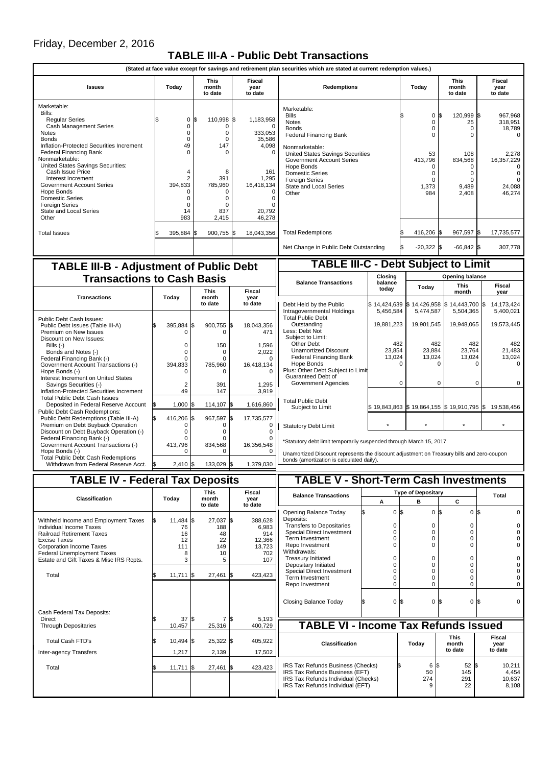Friday, December 2, 2016

# TABLE III-A - Public Debt Transactions

(Stated at face value except for savings and retirement plan securities which are stated at current redemption values.)

| Issues | Today | This month to date | Fiscal year to date |
|---|---|---|---|
| Marketable: | | | |
| Bills: | | | |
| Regular Series | $ 0 | $ 110,998 | $ 1,183,958 |
| Cash Management Series | 0 | 0 | 0 |
| Notes | 0 | 0 | 333,053 |
| Bonds | 0 | 0 | 35,586 |
| Inflation-Protected Securities Increment | 49 | 147 | 4,098 |
| Federal Financing Bank | 0 | 0 | 0 |
| Nonmarketable: | | | |
| United States Savings Securities: | | | |
| Cash Issue Price | 4 | 8 | 161 |
| Interest Increment | 2 | 391 | 1,295 |
| Government Account Series | 394,833 | 785,960 | 16,418,134 |
| Hope Bonds | 0 | 0 | 0 |
| Domestic Series | 0 | 0 | 0 |
| Foreign Series | 0 | 0 | 0 |
| State and Local Series | 14 | 837 | 20,792 |
| Other | 983 | 2,415 | 46,278 |
| Total Issues | $ 395,884 | $ 900,755 | $ 18,043,356 |

| Redemptions | Today | This month to date | Fiscal year to date |
|---|---|---|---|
| Marketable: | | | |
| Bills | $ 0 | $ 120,999 | $ 967,968 |
| Notes | 0 | 25 | 318,951 |
| Bonds | 0 | 0 | 18,789 |
| Federal Financing Bank | 0 | 0 | 0 |
| Nonmarketable: | | | |
| United States Savings Securities | 53 | 108 | 2,278 |
| Government Account Series | 413,796 | 834,568 | 16,357,229 |
| Hope Bonds | 0 | 0 | 0 |
| Domestic Series | 0 | 0 | 0 |
| Foreign Series | 0 | 0 | 0 |
| State and Local Series | 1,373 | 9,489 | 24,088 |
| Other | 984 | 2,408 | 46,274 |
| Total Redemptions | $ 416,206 | $ 967,597 | $ 17,735,577 |
| Net Change in Public Debt Outstanding | $ -20,322 | $ -66,842 | $ 307,778 |

# TABLE III-B - Adjustment of Public Debt Transactions to Cash Basis

| Transactions | Today | This month to date | Fiscal year to date |
|---|---|---|---|
| Public Debt Cash Issues: | | | |
| Public Debt Issues (Table III-A) | $ 395,884 | $ 900,755 | $ 18,043,356 |
| Premium on New Issues | 0 | 0 | 471 |
| Discount on New Issues: | | | |
| Bills (-) | 0 | 150 | 1,596 |
| Bonds and Notes (-) | 0 | 0 | 2,022 |
| Federal Financing Bank (-) | 0 | 0 | 0 |
| Government Account Transactions (-) | 394,833 | 785,960 | 16,418,134 |
| Hope Bonds (-) | 0 | 0 | 0 |
| Interest Increment on United States Savings Securities (-) | 2 | 391 | 1,295 |
| Inflation-Protected Securities Increment | 49 | 147 | 3,919 |
| Total Public Debt Cash Issues Deposited in Federal Reserve Account | $ 1,000 | $ 114,107 | $ 1,616,860 |
| Public Debt Cash Redemptions: | | | |
| Public Debt Redemptions (Table III-A) | $ 416,206 | $ 967,597 | $ 17,735,577 |
| Premium on Debt Buyback Operation | 0 | 0 | 0 |
| Discount on Debt Buyback Operation (-) | 0 | 0 | 0 |
| Federal Financing Bank (-) | 0 | 0 | 0 |
| Government Account Transactions (-) | 413,796 | 834,568 | 16,356,548 |
| Hope Bonds (-) | 0 | 0 | 0 |
| Total Public Debt Cash Redemptions Withdrawn from Federal Reserve Acct. | $ 2,410 | $ 133,029 | $ 1,379,030 |

# TABLE III-C - Debt Subject to Limit

| Balance Transactions | Closing balance today | Opening balance Today | Opening balance This month | Opening balance Fiscal year |
|---|---|---|---|---|
| Debt Held by the Public | $ 14,424,639 | $ 14,426,958 | $ 14,443,700 | $ 14,173,424 |
| Intragovernmental Holdings | 5,456,584 | 5,474,587 | 5,504,365 | 5,400,021 |
| Total Public Debt Outstanding | 19,881,223 | 19,901,545 | 19,948,065 | 19,573,445 |
| Less: Debt Not Subject to Limit: | | | | |
| Other Debt | 482 | 482 | 482 | 482 |
| Unamortized Discount | 23,854 | 23,884 | 23,764 | 21,483 |
| Federal Financing Bank | 13,024 | 13,024 | 13,024 | 13,024 |
| Hope Bonds | 0 | 0 | 0 | 0 |
| Plus: Other Debt Subject to Limit | | | | |
| Guaranteed Debt of Government Agencies | 0 | 0 | 0 | 0 |
| Total Public Debt Subject to Limit | $ 19,843,863 | $ 19,864,155 | $ 19,910,795 | $ 19,538,456 |
| Statutory Debt Limit | * | * | * | * |

*Statutory debt limit temporarily suspended through March 15, 2017

Unamortized Discount represents the discount adjustment on Treasury bills and zero-coupon bonds (amortization is calculated daily).

# TABLE IV - Federal Tax Deposits

| Classification | Today | This month to date | Fiscal year to date |
|---|---|---|---|
| Withheld Income and Employment Taxes | $ 11,484 | $ 27,037 | $ 388,628 |
| Individual Income Taxes | 76 | 188 | 6,983 |
| Railroad Retirement Taxes | 16 | 48 | 914 |
| Excise Taxes | 12 | 22 | 12,366 |
| Corporation Income Taxes | 111 | 149 | 13,723 |
| Federal Unemployment Taxes | 8 | 10 | 702 |
| Estate and Gift Taxes & Misc IRS Rcpts. | 3 | 5 | 107 |
| Total | $ 11,711 | $ 27,461 | $ 423,423 |
| Cash Federal Tax Deposits: | | | |
| Direct | $ 37 | $ 7 | $ 5,193 |
| Through Depositaries | 10,457 | 25,316 | 400,729 |
| Total Cash FTD's | $ 10,494 | $ 25,322 | $ 405,922 |
| Inter-agency Transfers | 1,217 | 2,139 | 17,502 |
| Total | $ 11,711 | $ 27,461 | $ 423,423 |

# TABLE V - Short-Term Cash Investments

| Balance Transactions | Type of Depositary A | Type of Depositary B | Type of Depositary C | Total |
|---|---|---|---|---|
| Opening Balance Today | $ 0 | $ 0 | $ 0 | $ 0 |
| Deposits: | | | | |
| Transfers to Depositaries | 0 | 0 | 0 | 0 |
| Special Direct Investment | 0 | 0 | 0 | 0 |
| Term Investment | 0 | 0 | 0 | 0 |
| Repo Investment | 0 | 0 | 0 | 0 |
| Withdrawals: | | | | |
| Treasury Initiated | 0 | 0 | 0 | 0 |
| Depositary Initiated | 0 | 0 | 0 | 0 |
| Special Direct Investment | 0 | 0 | 0 | 0 |
| Term Investment | 0 | 0 | 0 | 0 |
| Repo Investment | 0 | 0 | 0 | 0 |
| Closing Balance Today | $ 0 | $ 0 | $ 0 | $ 0 |

# TABLE VI - Income Tax Refunds Issued

| Classification | Today | This month to date | Fiscal year to date |
|---|---|---|---|
| IRS Tax Refunds Business (Checks) | $ 6 | $ 52 | $ 10,211 |
| IRS Tax Refunds Business (EFT) | 50 | 145 | 4,454 |
| IRS Tax Refunds Individual (Checks) | 274 | 291 | 10,637 |
| IRS Tax Refunds Individual (EFT) | 9 | 22 | 8,108 |